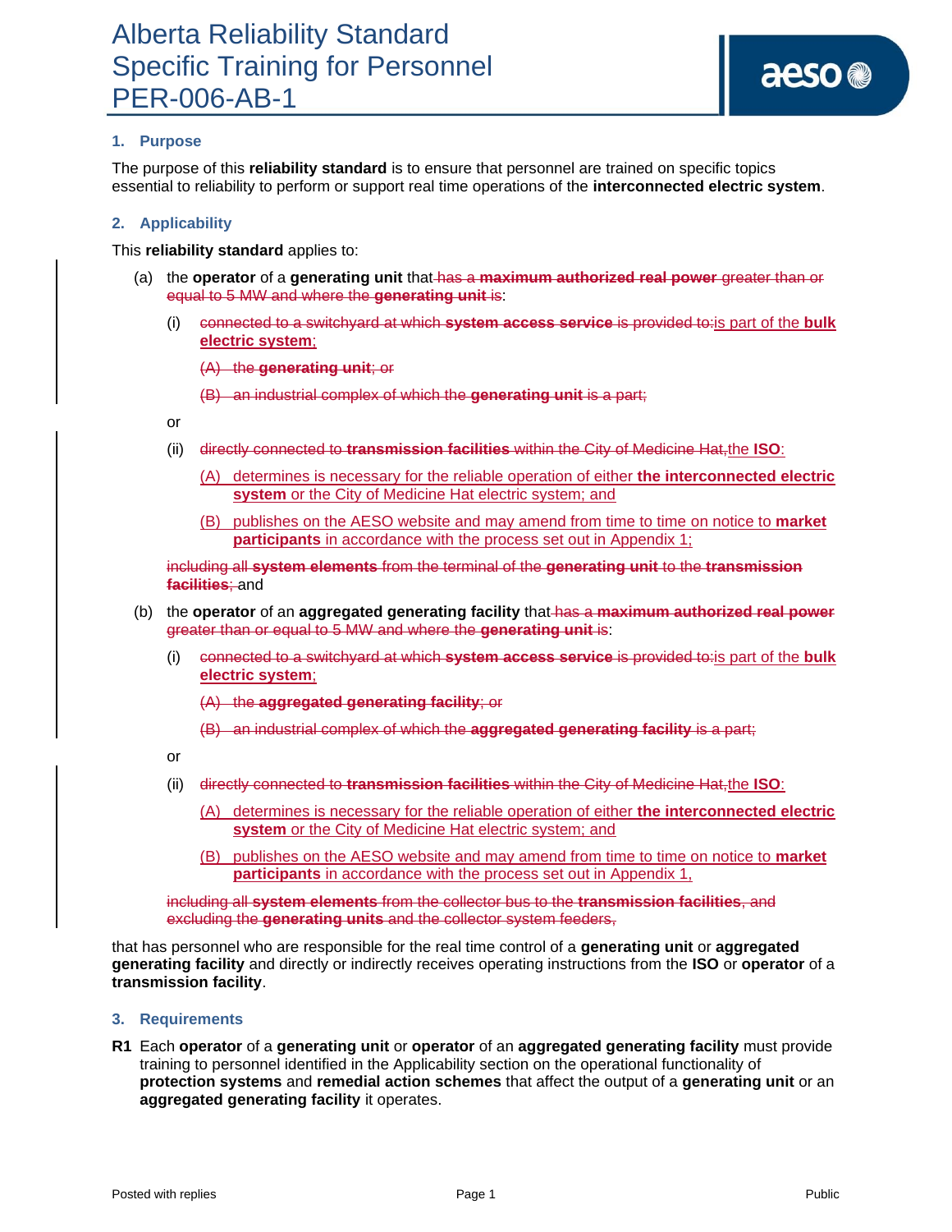# Alberta Reliability Standard
# Specific Training for Personnel
# PER-006-AB-1

## 1. Purpose

The purpose of this **reliability standard** is to ensure that personnel are trained on specific topics essential to reliability to perform or support real time operations of the **interconnected electric system**.

## 2. Applicability

This **reliability standard** applies to:

(a) the **operator** of a **generating unit** that ~~has a **maximum authorized real power** greater than or equal to 5 MW and where the **generating unit** is~~:

(i) ~~connected to a switchyard at which **system access service** is provided to:~~is part of the **bulk electric system**;

~~(A) the **generating unit**; or~~

~~(B) an industrial complex of which the **generating unit** is a part;~~

or

(ii) ~~directly connected to **transmission facilities** within the City of Medicine Hat,~~the **ISO**:

(A) determines is necessary for the reliable operation of either **the interconnected electric system** or the City of Medicine Hat electric system; and

(B) publishes on the AESO website and may amend from time to time on notice to **market participants** in accordance with the process set out in Appendix 1;

~~including all **system elements** from the terminal of the **generating unit** to the **transmission facilities**;~~ and

(b) the **operator** of an **aggregated generating facility** that ~~has a **maximum authorized real power** greater than or equal to 5 MW and where the **generating unit** is~~:

(i) ~~connected to a switchyard at which **system access service** is provided to:~~is part of the **bulk electric system**;

~~(A) the **aggregated generating facility**; or~~

~~(B) an industrial complex of which the **aggregated generating facility** is a part;~~

or

(ii) ~~directly connected to **transmission facilities** within the City of Medicine Hat,~~the **ISO**:

(A) determines is necessary for the reliable operation of either **the interconnected electric system** or the City of Medicine Hat electric system; and

(B) publishes on the AESO website and may amend from time to time on notice to **market participants** in accordance with the process set out in Appendix 1,

~~including all **system elements** from the collector bus to the **transmission facilities**, and excluding the **generating units** and the collector system feeders,~~

that has personnel who are responsible for the real time control of a **generating unit** or **aggregated generating facility** and directly or indirectly receives operating instructions from the **ISO** or **operator** of a **transmission facility**.

## 3. Requirements

**R1** Each **operator** of a **generating unit** or **operator** of an **aggregated generating facility** must provide training to personnel identified in the Applicability section on the operational functionality of **protection systems** and **remedial action schemes** that affect the output of a **generating unit** or an **aggregated generating facility** it operates.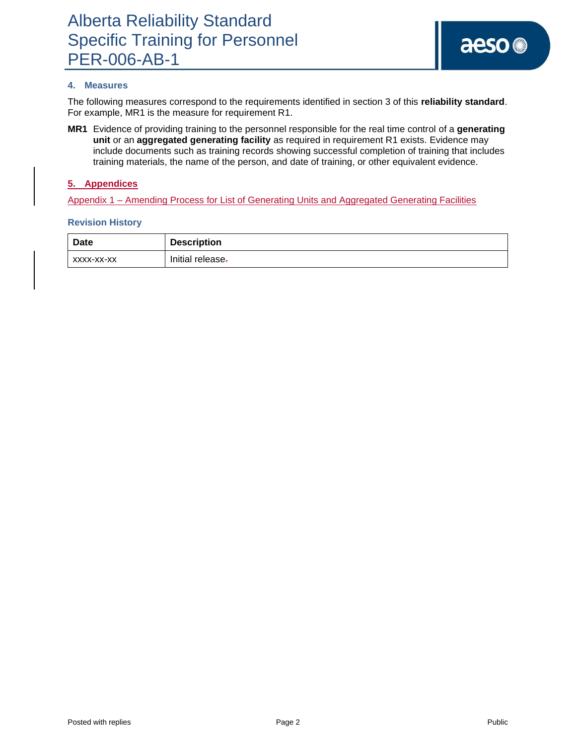## 4. Measures

The following measures correspond to the requirements identified in section 3 of this **reliability standard**. For example, MR1 is the measure for requirement R1.

**MR1** Evidence of providing training to the personnel responsible for the real time control of a **generating unit** or an **aggregated generating facility** as required in requirement R1 exists. Evidence may include documents such as training records showing successful completion of training that includes training materials, the name of the person, and date of training, or other equivalent evidence.

## 5. Appendices

Appendix 1 – Amending Process for List of Generating Units and Aggregated Generating Facilities

### Revision History

| Date | Description |
| --- | --- |
| xxxx-xx-xx | Initial release |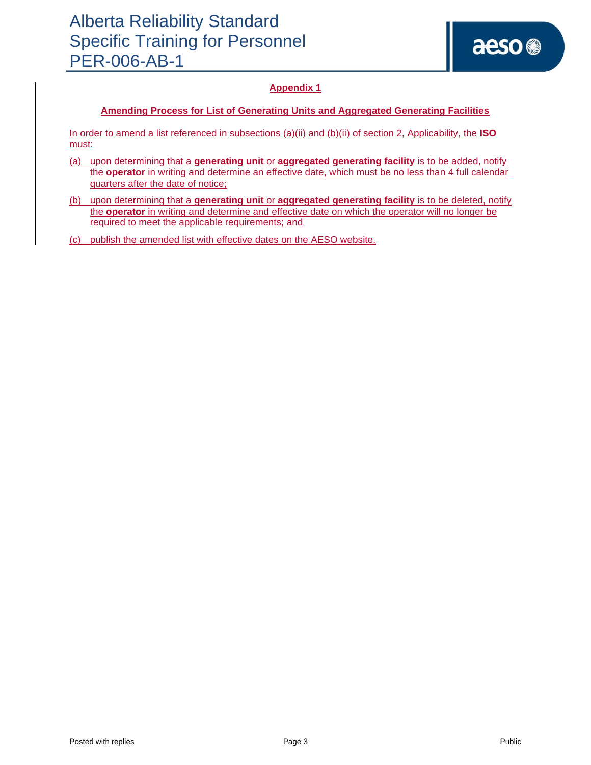## Appendix 1

### Amending Process for List of Generating Units and Aggregated Generating Facilities

In order to amend a list referenced in subsections (a)(ii) and (b)(ii) of section 2, Applicability, the **ISO** must:

(a) upon determining that a **generating unit** or **aggregated generating facility** is to be added, notify the **operator** in writing and determine an effective date, which must be no less than 4 full calendar quarters after the date of notice;

(b) upon determining that a **generating unit** or **aggregated generating facility** is to be deleted, notify the **operator** in writing and determine and effective date on which the operator will no longer be required to meet the applicable requirements; and

(c) publish the amended list with effective dates on the AESO website.